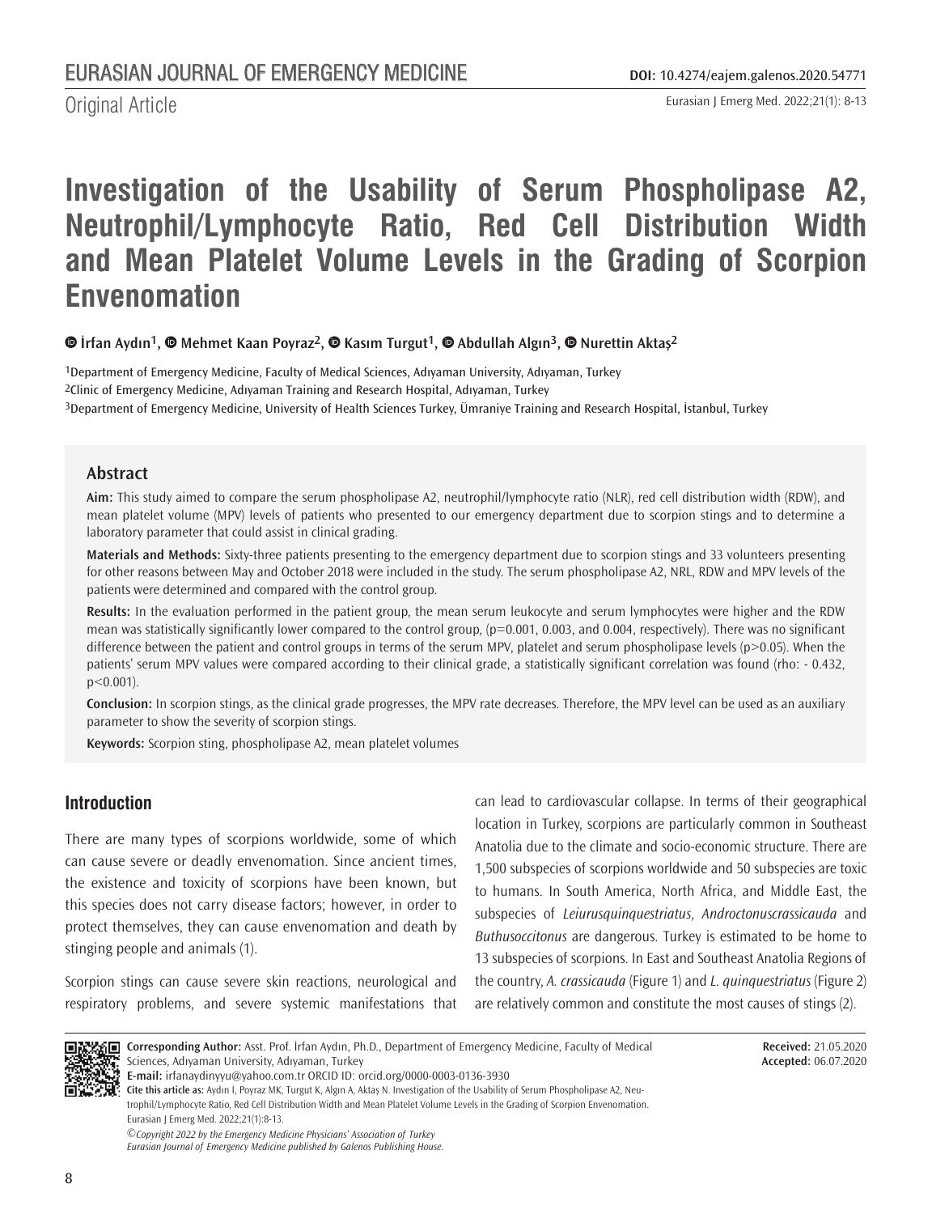Original Article

# Investigation of the Usability of Serum Phospholipase A2, Neutrophil/Lymphocyte Ratio, Red Cell Distribution Width and Mean Platelet Volume Levels in the Grading of Scorpion Envenomation

İrfan Aydın[1], Mehmet Kaan Poyraz[2], Kasım Turgut[1], Abdullah Algın[3], Nurettin Aktaş[2]

[1]Department of Emergency Medicine, Faculty of Medical Sciences, Adıyaman University, Adıyaman, Turkey
[2]Clinic of Emergency Medicine, Adıyaman Training and Research Hospital, Adıyaman, Turkey
[3]Department of Emergency Medicine, University of Health Sciences Turkey, Ümraniye Training and Research Hospital, İstanbul, Turkey

## Abstract

**Aim:** This study aimed to compare the serum phospholipase A2, neutrophil/lymphocyte ratio (NLR), red cell distribution width (RDW), and mean platelet volume (MPV) levels of patients who presented to our emergency department due to scorpion stings and to determine a laboratory parameter that could assist in clinical grading.

**Materials and Methods:** Sixty-three patients presenting to the emergency department due to scorpion stings and 33 volunteers presenting for other reasons between May and October 2018 were included in the study. The serum phospholipase A2, NRL, RDW and MPV levels of the patients were determined and compared with the control group.

**Results:** In the evaluation performed in the patient group, the mean serum leukocyte and serum lymphocytes were higher and the RDW mean was statistically significantly lower compared to the control group, (p=0.001, 0.003, and 0.004, respectively). There was no significant difference between the patient and control groups in terms of the serum MPV, platelet and serum phospholipase levels ($p>0.05$). When the patients' serum MPV values were compared according to their clinical grade, a statistically significant correlation was found (rho: - 0.432, $p<0.001$).

**Conclusion:** In scorpion stings, as the clinical grade progresses, the MPV rate decreases. Therefore, the MPV level can be used as an auxiliary parameter to show the severity of scorpion stings.

**Keywords:** Scorpion sting, phospholipase A2, mean platelet volumes

## Introduction

There are many types of scorpions worldwide, some of which can cause severe or deadly envenomation. Since ancient times, the existence and toxicity of scorpions have been known, but this species does not carry disease factors; however, in order to protect themselves, they can cause envenomation and death by stinging people and animals (1).

Scorpion stings can cause severe skin reactions, neurological and respiratory problems, and severe systemic manifestations that can lead to cardiovascular collapse. In terms of their geographical location in Turkey, scorpions are particularly common in Southeast Anatolia due to the climate and socio-economic structure. There are 1,500 subspecies of scorpions worldwide and 50 subspecies are toxic to humans. In South America, North Africa, and Middle East, the subspecies of *Leiurusquinquestriatus*, *Androctonuscrassicauda* and *Buthusoccitonus* are dangerous. Turkey is estimated to be home to 13 subspecies of scorpions. In East and Southeast Anatolia Regions of the country, *A. crassicauda* (Figure 1) and *L. quinquestriatus* (Figure 2) are relatively common and constitute the most causes of stings (2).

**Corresponding Author:** Asst. Prof. İrfan Aydın, Ph.D., Department of Emergency Medicine, Faculty of Medical Sciences, Adıyaman University, Adıyaman, Turkey
**E-mail:** irfanaydinyyu@yahoo.com.tr ORCID ID: orcid.org/0000-0003-0136-3930
**Cite this article as:** Aydın İ, Poyraz MK, Turgut K, Algın A, Aktaş N. Investigation of the Usability of Serum Phospholipase A2, Neutrophil/Lymphocyte Ratio, Red Cell Distribution Width and Mean Platelet Volume Levels in the Grading of Scorpion Envenomation. Eurasian J Emerg Med. 2022;21(1):8-13.

**Received:** 21.05.2020
**Accepted:** 06.07.2020

©Copyright 2022 by the Emergency Medicine Physicians' Association of Turkey
Eurasian Journal of Emergency Medicine published by Galenos Publishing House.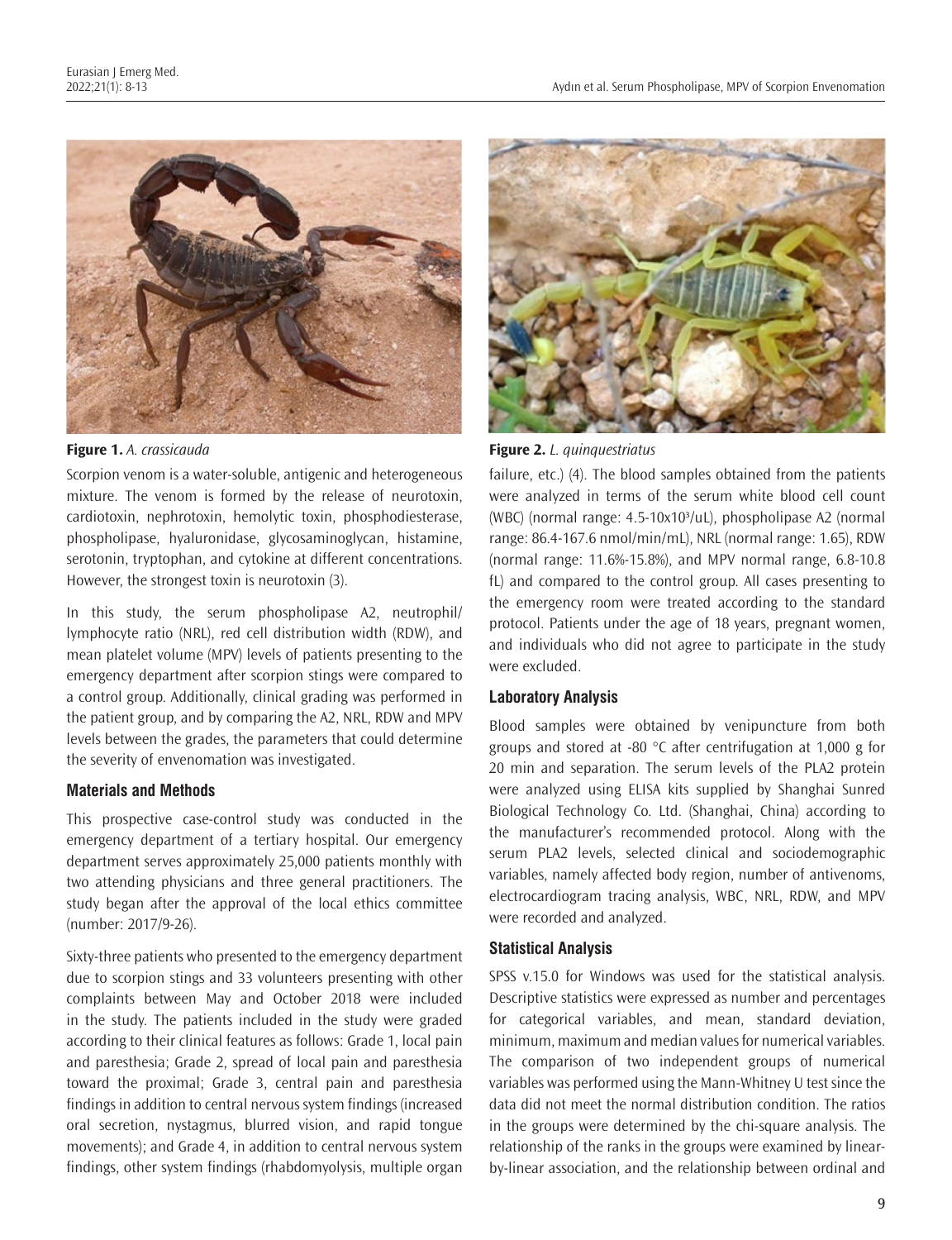**Figure 1.** *A. crassicauda*

**Figure 2.** *L. quinquestriatus*

Scorpion venom is a water-soluble, antigenic and heterogeneous mixture. The venom is formed by the release of neurotoxin, cardiotoxin, nephrotoxin, hemolytic toxin, phosphodiesterase, phospholipase, hyaluronidase, glycosaminoglycan, histamine, serotonin, tryptophan, and cytokine at different concentrations. However, the strongest toxin is neurotoxin (3).

In this study, the serum phospholipase A2, neutrophil/lymphocyte ratio (NRL), red cell distribution width (RDW), and mean platelet volume (MPV) levels of patients presenting to the emergency department after scorpion stings were compared to a control group. Additionally, clinical grading was performed in the patient group, and by comparing the A2, NRL, RDW and MPV levels between the grades, the parameters that could determine the severity of envenomation was investigated.

## Materials and Methods

This prospective case-control study was conducted in the emergency department of a tertiary hospital. Our emergency department serves approximately 25,000 patients monthly with two attending physicians and three general practitioners. The study began after the approval of the local ethics committee (number: 2017/9-26).

Sixty-three patients who presented to the emergency department due to scorpion stings and 33 volunteers presenting with other complaints between May and October 2018 were included in the study. The patients included in the study were graded according to their clinical features as follows: Grade 1, local pain and paresthesia; Grade 2, spread of local pain and paresthesia toward the proximal; Grade 3, central pain and paresthesia findings in addition to central nervous system findings (increased oral secretion, nystagmus, blurred vision, and rapid tongue movements); and Grade 4, in addition to central nervous system findings, other system findings (rhabdomyolysis, multiple organ failure, etc.) (4). The blood samples obtained from the patients were analyzed in terms of the serum white blood cell count (WBC) (normal range: 4.5-10x10$^3$/uL), phospholipase A2 (normal range: 86.4-167.6 nmol/min/mL), NRL (normal range: 1.65), RDW (normal range: 11.6%-15.8%), and MPV normal range, 6.8-10.8 fL) and compared to the control group. All cases presenting to the emergency room were treated according to the standard protocol. Patients under the age of 18 years, pregnant women, and individuals who did not agree to participate in the study were excluded.

### Laboratory Analysis

Blood samples were obtained by venipuncture from both groups and stored at -80 °C after centrifugation at 1,000 g for 20 min and separation. The serum levels of the PLA2 protein were analyzed using ELISA kits supplied by Shanghai Sunred Biological Technology Co. Ltd. (Shanghai, China) according to the manufacturer's recommended protocol. Along with the serum PLA2 levels, selected clinical and sociodemographic variables, namely affected body region, number of antivenoms, electrocardiogram tracing analysis, WBC, NRL, RDW, and MPV were recorded and analyzed.

### Statistical Analysis

SPSS v.15.0 for Windows was used for the statistical analysis. Descriptive statistics were expressed as number and percentages for categorical variables, and mean, standard deviation, minimum, maximum and median values for numerical variables. The comparison of two independent groups of numerical variables was performed using the Mann-Whitney U test since the data did not meet the normal distribution condition. The ratios in the groups were determined by the chi-square analysis. The relationship of the ranks in the groups were examined by linear-by-linear association, and the relationship between ordinal and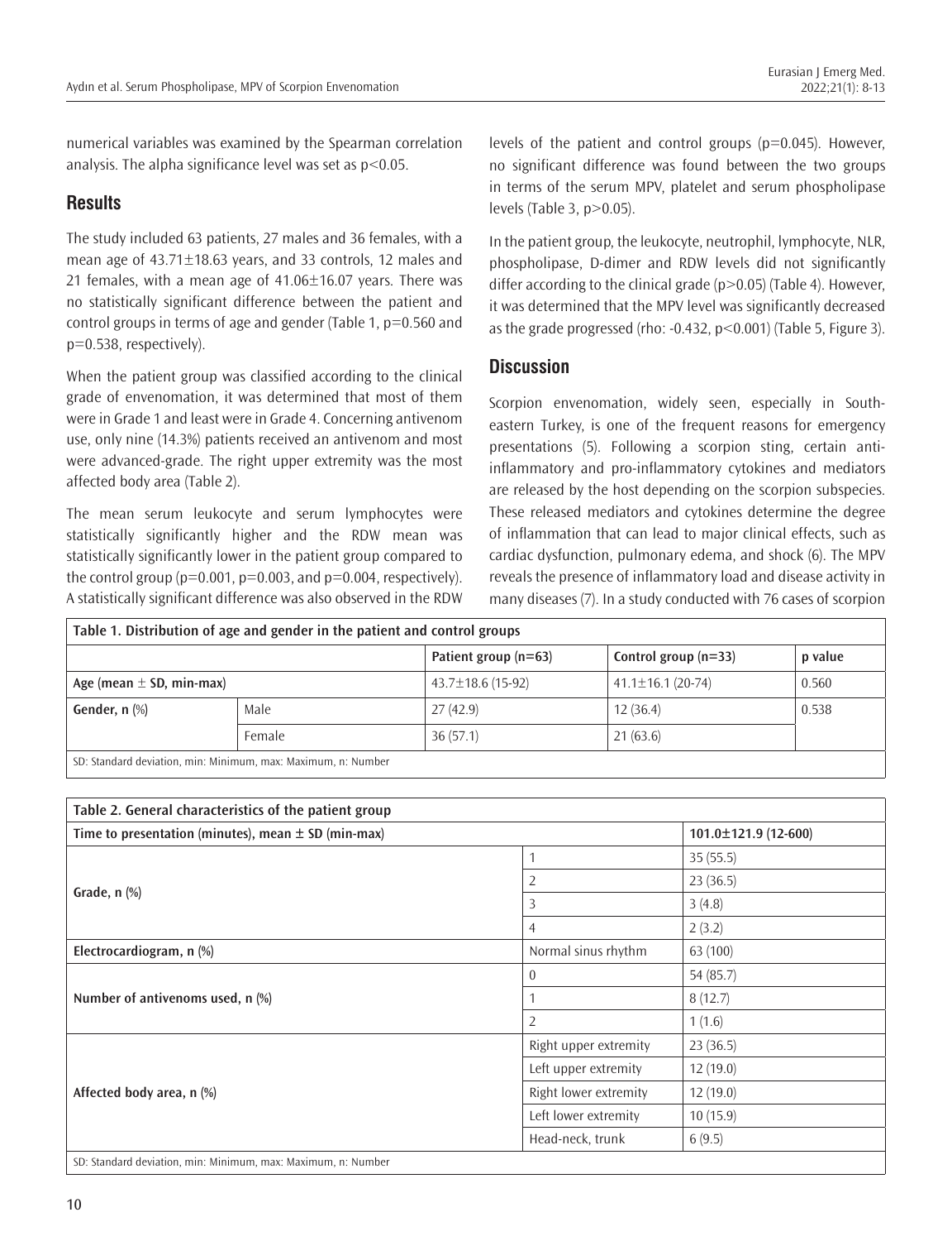numerical variables was examined by the Spearman correlation analysis. The alpha significance level was set as p<0.05.

## Results

The study included 63 patients, 27 males and 36 females, with a mean age of 43.71±18.63 years, and 33 controls, 12 males and 21 females, with a mean age of 41.06±16.07 years. There was no statistically significant difference between the patient and control groups in terms of age and gender (Table 1, p=0.560 and p=0.538, respectively).

When the patient group was classified according to the clinical grade of envenomation, it was determined that most of them were in Grade 1 and least were in Grade 4. Concerning antivenom use, only nine (14.3%) patients received an antivenom and most were advanced-grade. The right upper extremity was the most affected body area (Table 2).

The mean serum leukocyte and serum lymphocytes were statistically significantly higher and the RDW mean was statistically significantly lower in the patient group compared to the control group (p=0.001, p=0.003, and p=0.004, respectively). A statistically significant difference was also observed in the RDW levels of the patient and control groups (p=0.045). However, no significant difference was found between the two groups in terms of the serum MPV, platelet and serum phospholipase levels (Table 3, p>0.05).

In the patient group, the leukocyte, neutrophil, lymphocyte, NLR, phospholipase, D-dimer and RDW levels did not significantly differ according to the clinical grade (p>0.05) (Table 4). However, it was determined that the MPV level was significantly decreased as the grade progressed (rho: -0.432, p<0.001) (Table 5, Figure 3).

## Discussion

Scorpion envenomation, widely seen, especially in South-eastern Turkey, is one of the frequent reasons for emergency presentations (5). Following a scorpion sting, certain anti-inflammatory and pro-inflammatory cytokines and mediators are released by the host depending on the scorpion subspecies. These released mediators and cytokines determine the degree of inflammation that can lead to major clinical effects, such as cardiac dysfunction, pulmonary edema, and shock (6). The MPV reveals the presence of inflammatory load and disease activity in many diseases (7). In a study conducted with 76 cases of scorpion

**Table 1. Distribution of age and gender in the patient and control groups**

| | | Patient group (n=63) | Control group (n=33) | p value |
|---|---|---|---|---|
| **Age (mean ± SD, min-max)** | | 43.7±18.6 (15-92) | 41.1±16.1 (20-74) | 0.560 |
| **Gender, n (%)** | Male | 27 (42.9) | 12 (36.4) | 0.538 |
| | Female | 36 (57.1) | 21 (63.6) | |

SD: Standard deviation, min: Minimum, max: Maximum, n: Number

**Table 2. General characteristics of the patient group**

| | | |
|---|---|---|
| **Time to presentation (minutes), mean ± SD (min-max)** | | 101.0±121.9 (12-600) |
| **Grade, n (%)** | 1 | 35 (55.5) |
| | 2 | 23 (36.5) |
| | 3 | 3 (4.8) |
| | 4 | 2 (3.2) |
| **Electrocardiogram, n (%)** | Normal sinus rhythm | 63 (100) |
| **Number of antivenoms used, n (%)** | 0 | 54 (85.7) |
| | 1 | 8 (12.7) |
| | 2 | 1 (1.6) |
| **Affected body area, n (%)** | Right upper extremity | 23 (36.5) |
| | Left upper extremity | 12 (19.0) |
| | Right lower extremity | 12 (19.0) |
| | Left lower extremity | 10 (15.9) |
| | Head-neck, trunk | 6 (9.5) |

SD: Standard deviation, min: Minimum, max: Maximum, n: Number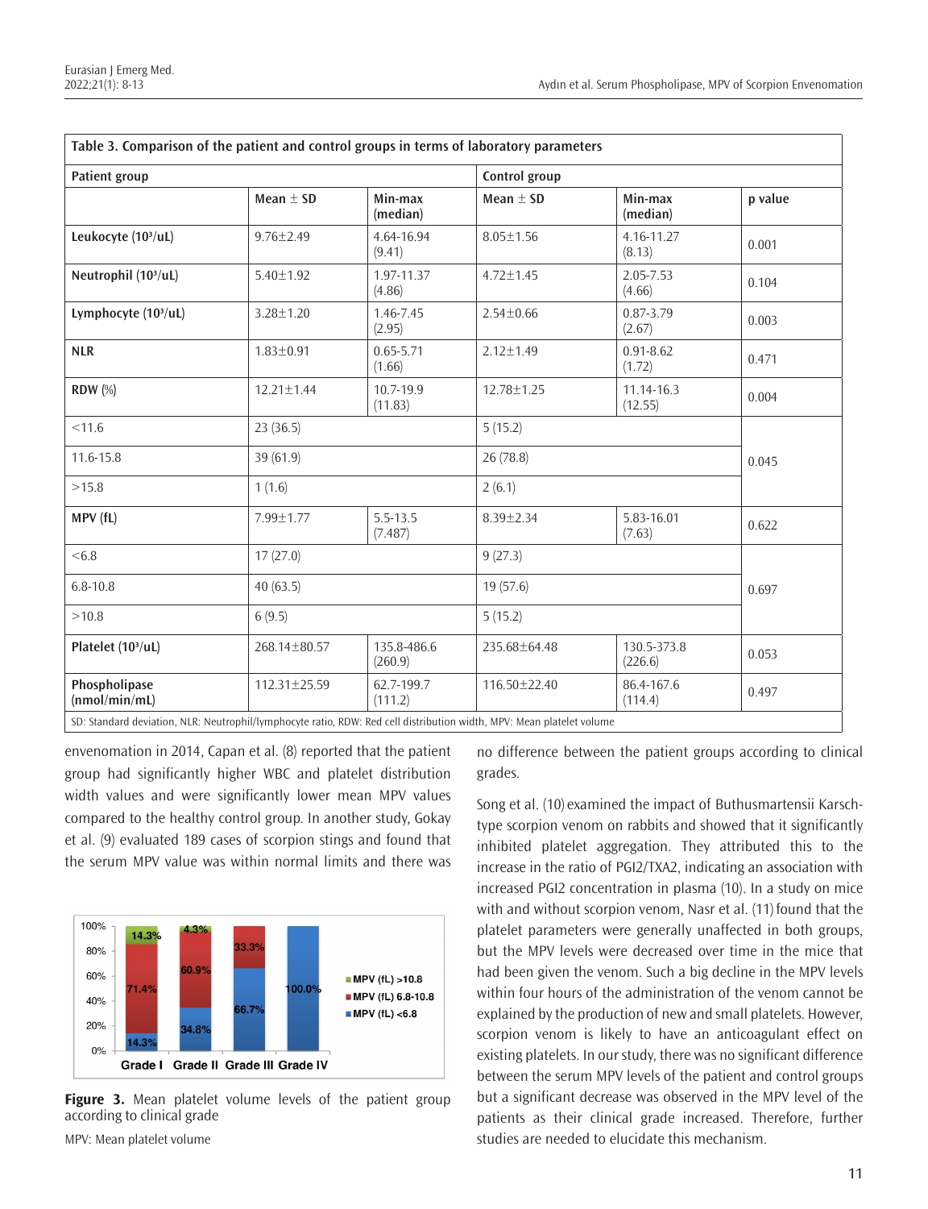**Table 3. Comparison of the patient and control groups in terms of laboratory parameters**

| Patient group | | | Control group | | |
|---|---|---|---|---|---|
| | Mean ± SD | Min-max (median) | Mean ± SD | Min-max (median) | p value |
| **Leukocyte ($10^3$/uL)** | 9.76±2.49 | 4.64-16.94 (9.41) | 8.05±1.56 | 4.16-11.27 (8.13) | 0.001 |
| **Neutrophil ($10^3$/uL)** | 5.40±1.92 | 1.97-11.37 (4.86) | 4.72±1.45 | 2.05-7.53 (4.66) | 0.104 |
| **Lymphocyte ($10^3$/uL)** | 3.28±1.20 | 1.46-7.45 (2.95) | 2.54±0.66 | 0.87-3.79 (2.67) | 0.003 |
| **NLR** | 1.83±0.91 | 0.65-5.71 (1.66) | 2.12±1.49 | 0.91-8.62 (1.72) | 0.471 |
| **RDW** (%) | 12.21±1.44 | 10.7-19.9 (11.83) | 12.78±1.25 | 11.14-16.3 (12.55) | 0.004 |
| <11.6 | 23 (36.5) | | 5 (15.2) | | 0.045 |
| 11.6-15.8 | 39 (61.9) | | 26 (78.8) | | |
| >15.8 | 1 (1.6) | | 2 (6.1) | | |
| **MPV (fL)** | 7.99±1.77 | 5.5-13.5 (7.487) | 8.39±2.34 | 5.83-16.01 (7.63) | 0.622 |
| <6.8 | 17 (27.0) | | 9 (27.3) | | 0.697 |
| 6.8-10.8 | 40 (63.5) | | 19 (57.6) | | |
| >10.8 | 6 (9.5) | | 5 (15.2) | | |
| **Platelet ($10^3$/uL)** | 268.14±80.57 | 135.8-486.6 (260.9) | 235.68±64.48 | 130.5-373.8 (226.6) | 0.053 |
| **Phospholipase (nmol/min/mL)** | 112.31±25.59 | 62.7-199.7 (111.2) | 116.50±22.40 | 86.4-167.6 (114.4) | 0.497 |

SD: Standard deviation, NLR: Neutrophil/lymphocyte ratio, RDW: Red cell distribution width, MPV: Mean platelet volume

envenomation in 2014, Capan et al. (8) reported that the patient group had significantly higher WBC and platelet distribution width values and were significantly lower mean MPV values compared to the healthy control group. In another study, Gokay et al. (9) evaluated 189 cases of scorpion stings and found that the serum MPV value was within normal limits and there was no difference between the patient groups according to clinical grades.

**Figure 3.** Mean platelet volume levels of the patient group according to clinical grade

MPV: Mean platelet volume

Song et al. (10) examined the impact of Buthusmartensii Karsch-type scorpion venom on rabbits and showed that it significantly inhibited platelet aggregation. They attributed this to the increase in the ratio of PGI2/TXA2, indicating an association with increased PGI2 concentration in plasma (10). In a study on mice with and without scorpion venom, Nasr et al. (11) found that the platelet parameters were generally unaffected in both groups, but the MPV levels were decreased over time in the mice that had been given the venom. Such a big decline in the MPV levels within four hours of the administration of the venom cannot be explained by the production of new and small platelets. However, scorpion venom is likely to have an anticoagulant effect on existing platelets. In our study, there was no significant difference between the serum MPV levels of the patient and control groups but a significant decrease was observed in the MPV level of the patients as their clinical grade increased. Therefore, further studies are needed to elucidate this mechanism.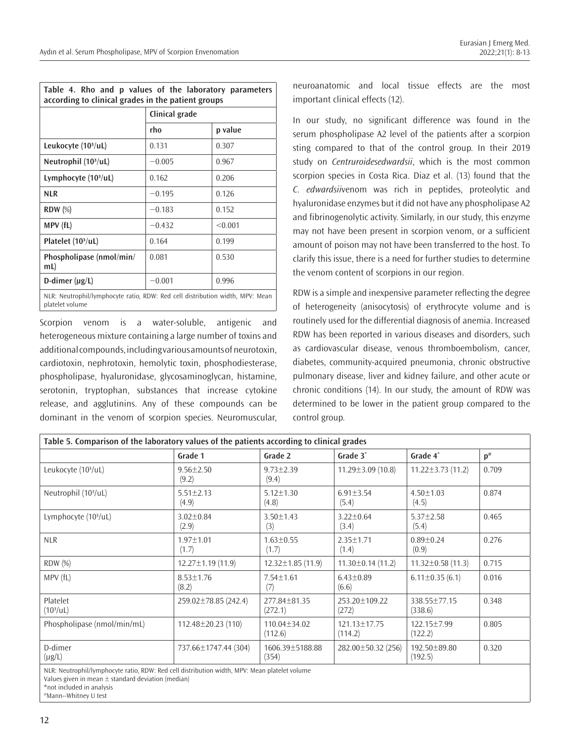**Table 4. Rho and p values of the laboratory parameters according to clinical grades in the patient groups**

| | Clinical grade | |
|---|---|---|
| | rho | p value |
| **Leukocyte ($10^3$/uL)** | 0.131 | 0.307 |
| **Neutrophil ($10^3$/uL)** | −0.005 | 0.967 |
| **Lymphocyte ($10^3$/uL)** | 0.162 | 0.206 |
| **NLR** | −0.195 | 0.126 |
| **RDW** (%) | −0.183 | 0.152 |
| **MPV (fL)** | −0.432 | <0.001 |
| **Platelet ($10^3$/uL)** | 0.164 | 0.199 |
| **Phospholipase (nmol/min/mL)** | 0.081 | 0.530 |
| **D-dimer (µg/L)** | −0.001 | 0.996 |

NLR: Neutrophil/lymphocyte ratio, RDW: Red cell distribution width, MPV: Mean platelet volume

Scorpion venom is a water-soluble, antigenic and heterogeneous mixture containing a large number of toxins and additional compounds, including various amounts of neurotoxin, cardiotoxin, nephrotoxin, hemolytic toxin, phosphodiesterase, phospholipase, hyaluronidase, glycosaminoglycan, histamine, serotonin, tryptophan, substances that increase cytokine release, and agglutinins. Any of these compounds can be dominant in the venom of scorpion species. Neuromuscular, neuroanatomic and local tissue effects are the most important clinical effects (12).

In our study, no significant difference was found in the serum phospholipase A2 level of the patients after a scorpion sting compared to that of the control group. In their 2019 study on *Centruroidesedwardsii*, which is the most common scorpion species in Costa Rica. Diaz et al. (13) found that the *C. edwardsii*venom was rich in peptides, proteolytic and hyaluronidase enzymes but it did not have any phospholipase A2 and fibrinogenolytic activity. Similarly, in our study, this enzyme may not have been present in scorpion venom, or a sufficient amount of poison may not have been transferred to the host. To clarify this issue, there is a need for further studies to determine the venom content of scorpions in our region.

RDW is a simple and inexpensive parameter reflecting the degree of heterogeneity (anisocytosis) of erythrocyte volume and is routinely used for the differential diagnosis of anemia. Increased RDW has been reported in various diseases and disorders, such as cardiovascular disease, venous thromboembolism, cancer, diabetes, community-acquired pneumonia, chronic obstructive pulmonary disease, liver and kidney failure, and other acute or chronic conditions (14). In our study, the amount of RDW was determined to be lower in the patient group compared to the control group.

**Table 5. Comparison of the laboratory values of the patients according to clinical grades**

| | Grade 1 | Grade 2 | Grade 3* | Grade 4* | p# |
|---|---|---|---|---|---|
| Leukocyte ($10^3$/uL) | 9.56±2.50 (9.2) | 9.73±2.39 (9.4) | 11.29±3.09 (10.8) | 11.22±3.73 (11.2) | 0.709 |
| Neutrophil ($10^3$/uL) | 5.51±2.13 (4.9) | 5.12±1.30 (4.8) | 6.91±3.54 (5.4) | 4.50±1.03 (4.5) | 0.874 |
| Lymphocyte ($10^3$/uL) | 3.02±0.84 (2.9) | 3.50±1.43 (3) | 3.22±0.64 (3.4) | 5.37±2.58 (5.4) | 0.465 |
| NLR | 1.97±1.01 (1.7) | 1.63±0.55 (1.7) | 2.35±1.71 (1.4) | 0.89±0.24 (0.9) | 0.276 |
| RDW (%) | 12.27±1.19 (11.9) | 12.32±1.85 (11.9) | 11.30±0.14 (11.2) | 11.32±0.58 (11.3) | 0.715 |
| MPV (fL) | 8.53±1.76 (8.2) | 7.54±1.61 (7) | 6.43±0.89 (6.6) | 6.11±0.35 (6.1) | 0.016 |
| Platelet ($10^3$/uL) | 259.02±78.85 (242.4) | 277.84±81.35 (272.1) | 253.20±109.22 (272) | 338.55±77.15 (338.6) | 0.348 |
| Phospholipase (nmol/min/mL) | 112.48±20.23 (110) | 110.04±34.02 (112.6) | 121.13±17.75 (114.2) | 122.15±7.99 (122.2) | 0.805 |
| D-dimer (µg/L) | 737.66±1747.44 (304) | 1606.39±5188.88 (354) | 282.00±50.32 (256) | 192.50±89.80 (192.5) | 0.320 |

NLR: Neutrophil/lymphocyte ratio, RDW: Red cell distribution width, MPV: Mean platelet volume
Values given in mean ± standard deviation (median)
*not included in analysis
#Mann--Whitney U test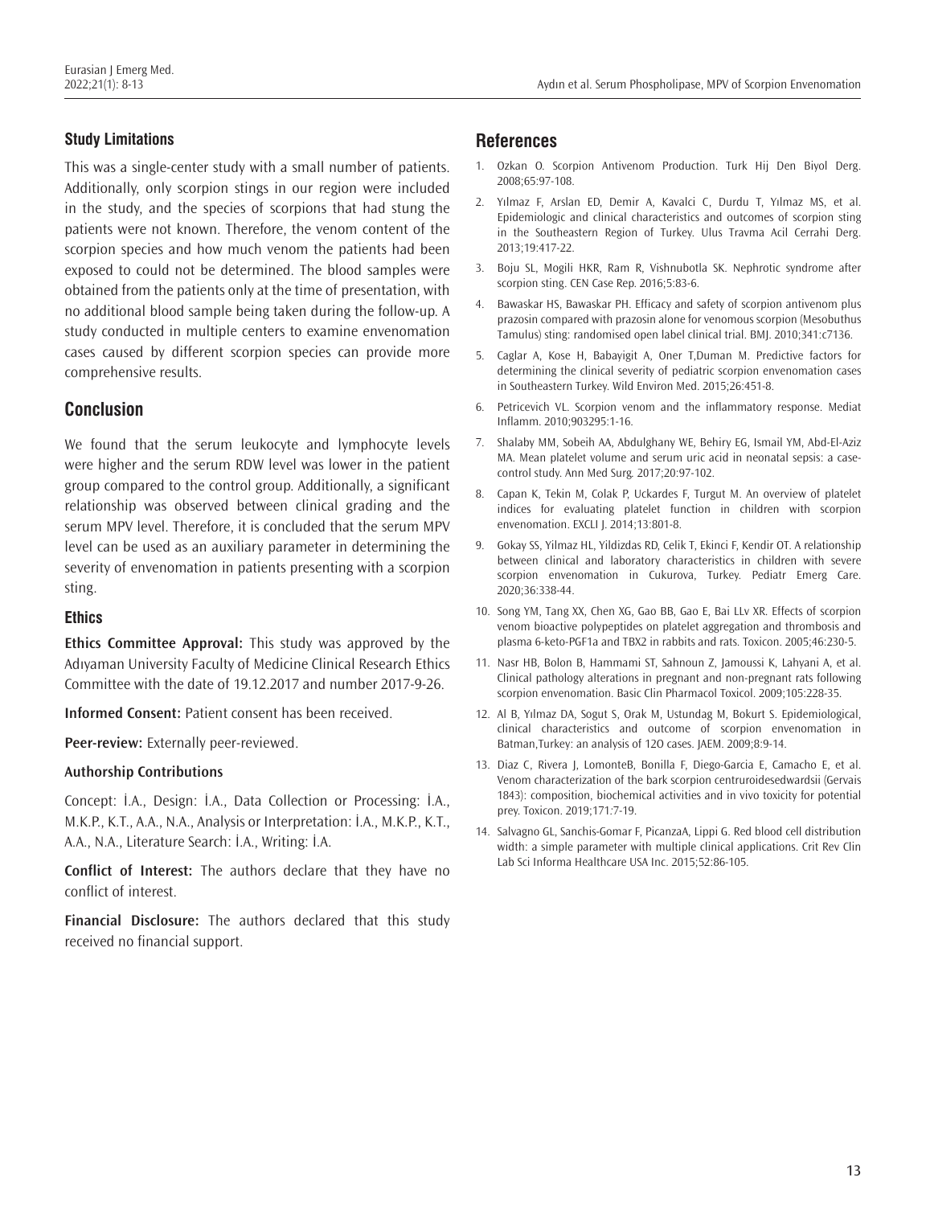### Study Limitations

This was a single-center study with a small number of patients. Additionally, only scorpion stings in our region were included in the study, and the species of scorpions that had stung the patients were not known. Therefore, the venom content of the scorpion species and how much venom the patients had been exposed to could not be determined. The blood samples were obtained from the patients only at the time of presentation, with no additional blood sample being taken during the follow-up. A study conducted in multiple centers to examine envenomation cases caused by different scorpion species can provide more comprehensive results.

## Conclusion

We found that the serum leukocyte and lymphocyte levels were higher and the serum RDW level was lower in the patient group compared to the control group. Additionally, a significant relationship was observed between clinical grading and the serum MPV level. Therefore, it is concluded that the serum MPV level can be used as an auxiliary parameter in determining the severity of envenomation in patients presenting with a scorpion sting.

### Ethics

**Ethics Committee Approval:** This study was approved by the Adıyaman University Faculty of Medicine Clinical Research Ethics Committee with the date of 19.12.2017 and number 2017-9-26.

**Informed Consent:** Patient consent has been received.

**Peer-review:** Externally peer-reviewed.

**Authorship Contributions**

Concept: İ.A., Design: İ.A., Data Collection or Processing: İ.A., M.K.P., K.T., A.A., N.A., Analysis or Interpretation: İ.A., M.K.P., K.T., A.A., N.A., Literature Search: İ.A., Writing: İ.A.

**Conflict of Interest:** The authors declare that they have no conflict of interest.

**Financial Disclosure:** The authors declared that this study received no financial support.

## References

1. Ozkan O. Scorpion Antivenom Production. Turk Hij Den Biyol Derg. 2008;65:97-108.
2. Yılmaz F, Arslan ED, Demir A, Kavalci C, Durdu T, Yılmaz MS, et al. Epidemiologic and clinical characteristics and outcomes of scorpion sting in the Southeastern Region of Turkey. Ulus Travma Acil Cerrahi Derg. 2013;19:417-22.
3. Boju SL, Mogili HKR, Ram R, Vishnubotla SK. Nephrotic syndrome after scorpion sting. CEN Case Rep. 2016;5:83-6.
4. Bawaskar HS, Bawaskar PH. Efficacy and safety of scorpion antivenom plus prazosin compared with prazosin alone for venomous scorpion (Mesobuthus Tamulus) sting: randomised open label clinical trial. BMJ. 2010;341:c7136.
5. Caglar A, Kose H, Babayigit A, Oner T,Duman M. Predictive factors for determining the clinical severity of pediatric scorpion envenomation cases in Southeastern Turkey. Wild Environ Med. 2015;26:451-8.
6. Petricevich VL. Scorpion venom and the inflammatory response. Mediat Inflamm. 2010;903295:1-16.
7. Shalaby MM, Sobeih AA, Abdulghany WE, Behiry EG, Ismail YM, Abd-El-Aziz MA. Mean platelet volume and serum uric acid in neonatal sepsis: a case-control study. Ann Med Surg. 2017;20:97-102.
8. Capan K, Tekin M, Colak P, Uckardes F, Turgut M. An overview of platelet indices for evaluating platelet function in children with scorpion envenomation. EXCLI J. 2014;13:801-8.
9. Gokay SS, Yilmaz HL, Yildizdas RD, Celik T, Ekinci F, Kendir OT. A relationship between clinical and laboratory characteristics in children with severe scorpion envenomation in Cukurova, Turkey. Pediatr Emerg Care. 2020;36:338-44.
10. Song YM, Tang XX, Chen XG, Gao BB, Gao E, Bai LLv XR. Effects of scorpion venom bioactive polypeptides on platelet aggregation and thrombosis and plasma 6-keto-PGF1a and TBX2 in rabbits and rats. Toxicon. 2005;46:230-5.
11. Nasr HB, Bolon B, Hammami ST, Sahnoun Z, Jamoussi K, Lahyani A, et al. Clinical pathology alterations in pregnant and non-pregnant rats following scorpion envenomation. Basic Clin Pharmacol Toxicol. 2009;105:228-35.
12. Al B, Yılmaz DA, Sogut S, Orak M, Ustundag M, Bokurt S. Epidemiological, clinical characteristics and outcome of scorpion envenomation in Batman,Turkey: an analysis of 12O cases. JAEM. 2009;8:9-14.
13. Diaz C, Rivera J, LomonteB, Bonilla F, Diego-Garcia E, Camacho E, et al. Venom characterization of the bark scorpion centruroidesedwardsii (Gervais 1843): composition, biochemical activities and in vivo toxicity for potential prey. Toxicon. 2019;171:7-19.
14. Salvagno GL, Sanchis-Gomar F, PicanzaA, Lippi G. Red blood cell distribution width: a simple parameter with multiple clinical applications. Crit Rev Clin Lab Sci Informa Healthcare USA Inc. 2015;52:86-105.